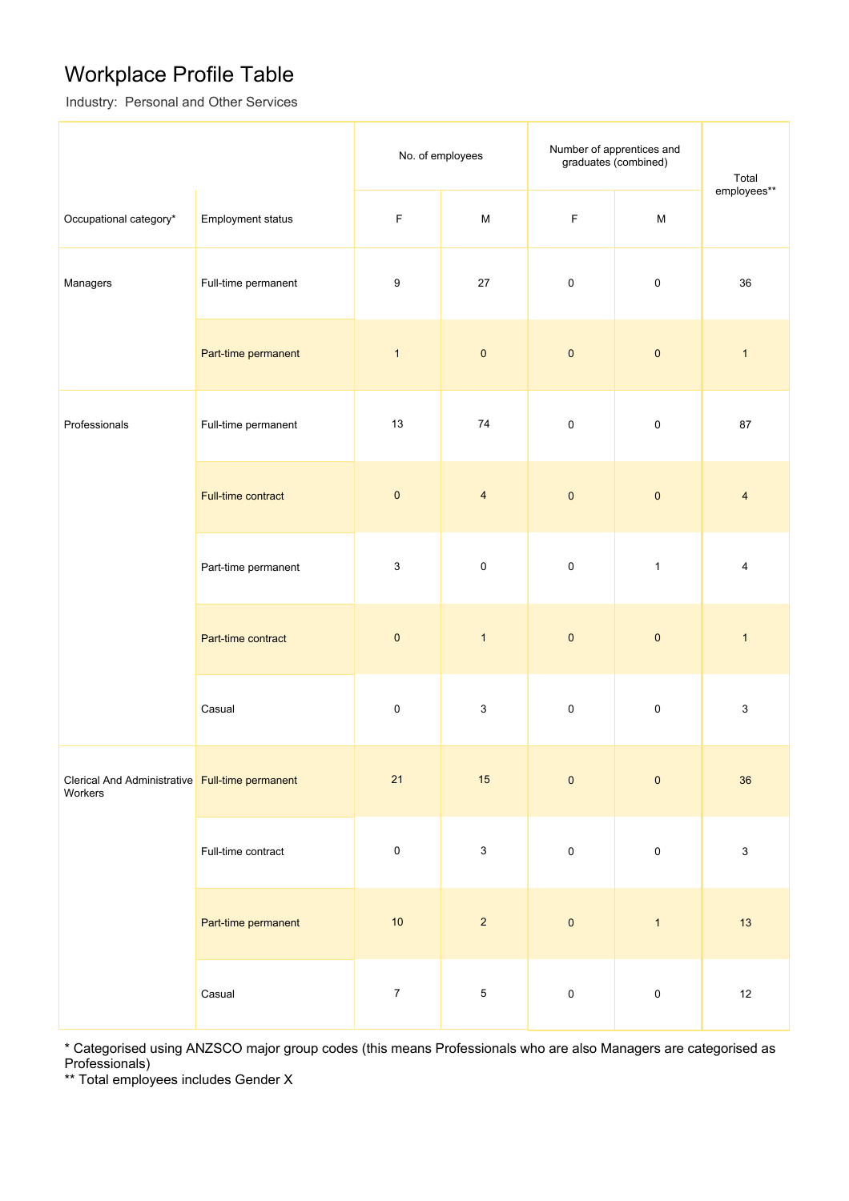# Workplace Profile Table

Industry: Personal and Other Services

| Occupational category* | Employment status | No. of employees | | Number of apprentices and graduates (combined) | | Total employees** |
|---|---|---|---|---|---|---|
| | | F | M | F | M | |
| Managers | Full-time permanent | 9 | 27 | 0 | 0 | 36 |
| | Part-time permanent | 1 | 0 | 0 | 0 | 1 |
| Professionals | Full-time permanent | 13 | 74 | 0 | 0 | 87 |
| | Full-time contract | 0 | 4 | 0 | 0 | 4 |
| | Part-time permanent | 3 | 0 | 0 | 1 | 4 |
| | Part-time contract | 0 | 1 | 0 | 0 | 1 |
| | Casual | 0 | 3 | 0 | 0 | 3 |
| Clerical And Administrative Workers | Full-time permanent | 21 | 15 | 0 | 0 | 36 |
| | Full-time contract | 0 | 3 | 0 | 0 | 3 |
| | Part-time permanent | 10 | 2 | 0 | 1 | 13 |
| | Casual | 7 | 5 | 0 | 0 | 12 |

* Categorised using ANZSCO major group codes (this means Professionals who are also Managers are categorised as Professionals)

** Total employees includes Gender X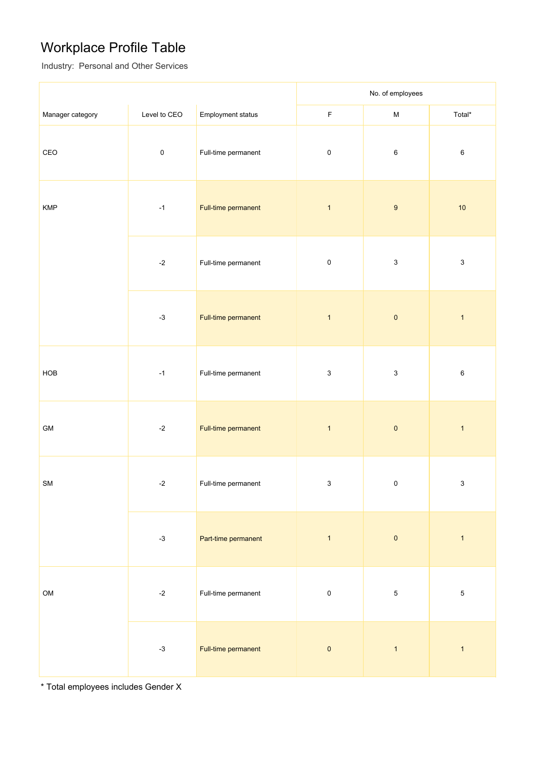# Workplace Profile Table

Industry: Personal and Other Services

| Manager category | Level to CEO | Employment status | No. of employees | | |
|---|---|---|---|---|---|
| | | | F | M | Total* |
| CEO | 0 | Full-time permanent | 0 | 6 | 6 |
| KMP | -1 | Full-time permanent | 1 | 9 | 10 |
| | -2 | Full-time permanent | 0 | 3 | 3 |
| | -3 | Full-time permanent | 1 | 0 | 1 |
| HOB | -1 | Full-time permanent | 3 | 3 | 6 |
| GM | -2 | Full-time permanent | 1 | 0 | 1 |
| SM | -2 | Full-time permanent | 3 | 0 | 3 |
| | -3 | Part-time permanent | 1 | 0 | 1 |
| OM | -2 | Full-time permanent | 0 | 5 | 5 |
| | -3 | Full-time permanent | 0 | 1 | 1 |

* Total employees includes Gender X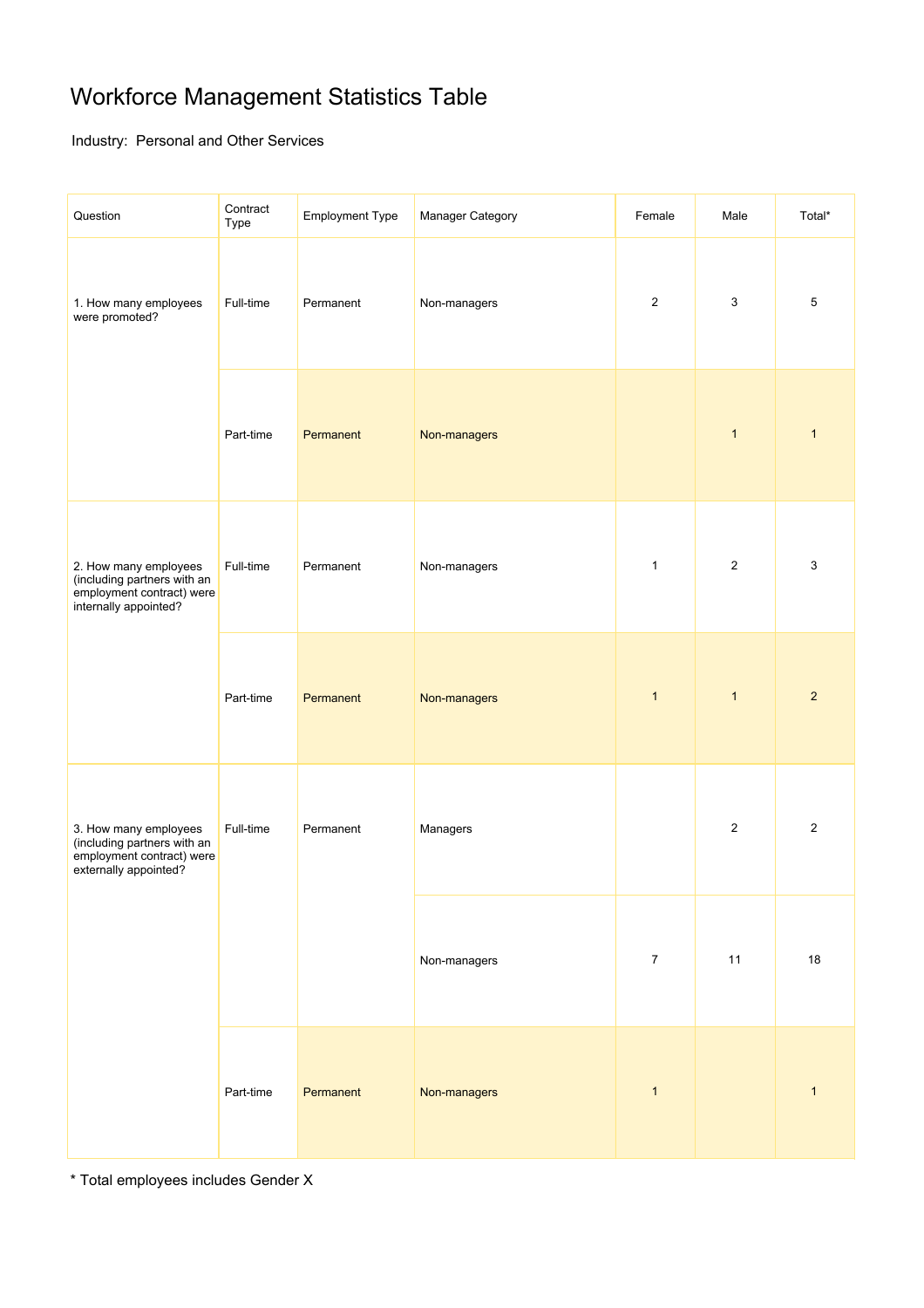# Workforce Management Statistics Table

Industry: Personal and Other Services

| Question | Contract Type | Employment Type | Manager Category | Female | Male | Total* |
|---|---|---|---|---|---|---|
| 1. How many employees were promoted? | Full-time | Permanent | Non-managers | 2 | 3 | 5 |
| | Part-time | Permanent | Non-managers | | 1 | 1 |
| 2. How many employees (including partners with an employment contract) were internally appointed? | Full-time | Permanent | Non-managers | 1 | 2 | 3 |
| | Part-time | Permanent | Non-managers | 1 | 1 | 2 |
| 3. How many employees (including partners with an employment contract) were externally appointed? | Full-time | Permanent | Managers | | 2 | 2 |
| | | | Non-managers | 7 | 11 | 18 |
| | Part-time | Permanent | Non-managers | 1 | | 1 |

* Total employees includes Gender X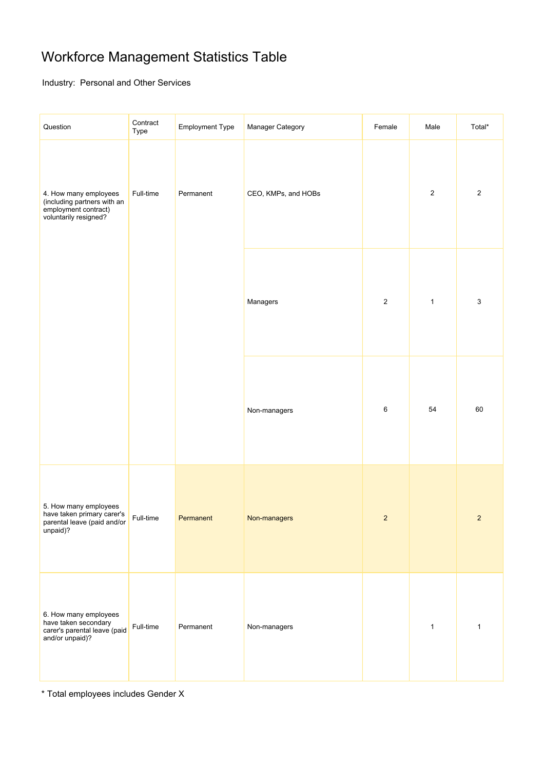# Workforce Management Statistics Table

Industry: Personal and Other Services

| Question | Contract Type | Employment Type | Manager Category | Female | Male | Total* |
|---|---|---|---|---|---|---|
| 4. How many employees (including partners with an employment contract) voluntarily resigned? | Full-time | Permanent | CEO, KMPs, and HOBs | | 2 | 2 |
| | | | Managers | 2 | 1 | 3 |
| | | | Non-managers | 6 | 54 | 60 |
| 5. How many employees have taken primary carer's parental leave (paid and/or unpaid)? | Full-time | Permanent | Non-managers | 2 | | 2 |
| 6. How many employees have taken secondary carer's parental leave (paid and/or unpaid)? | Full-time | Permanent | Non-managers | | 1 | 1 |

* Total employees includes Gender X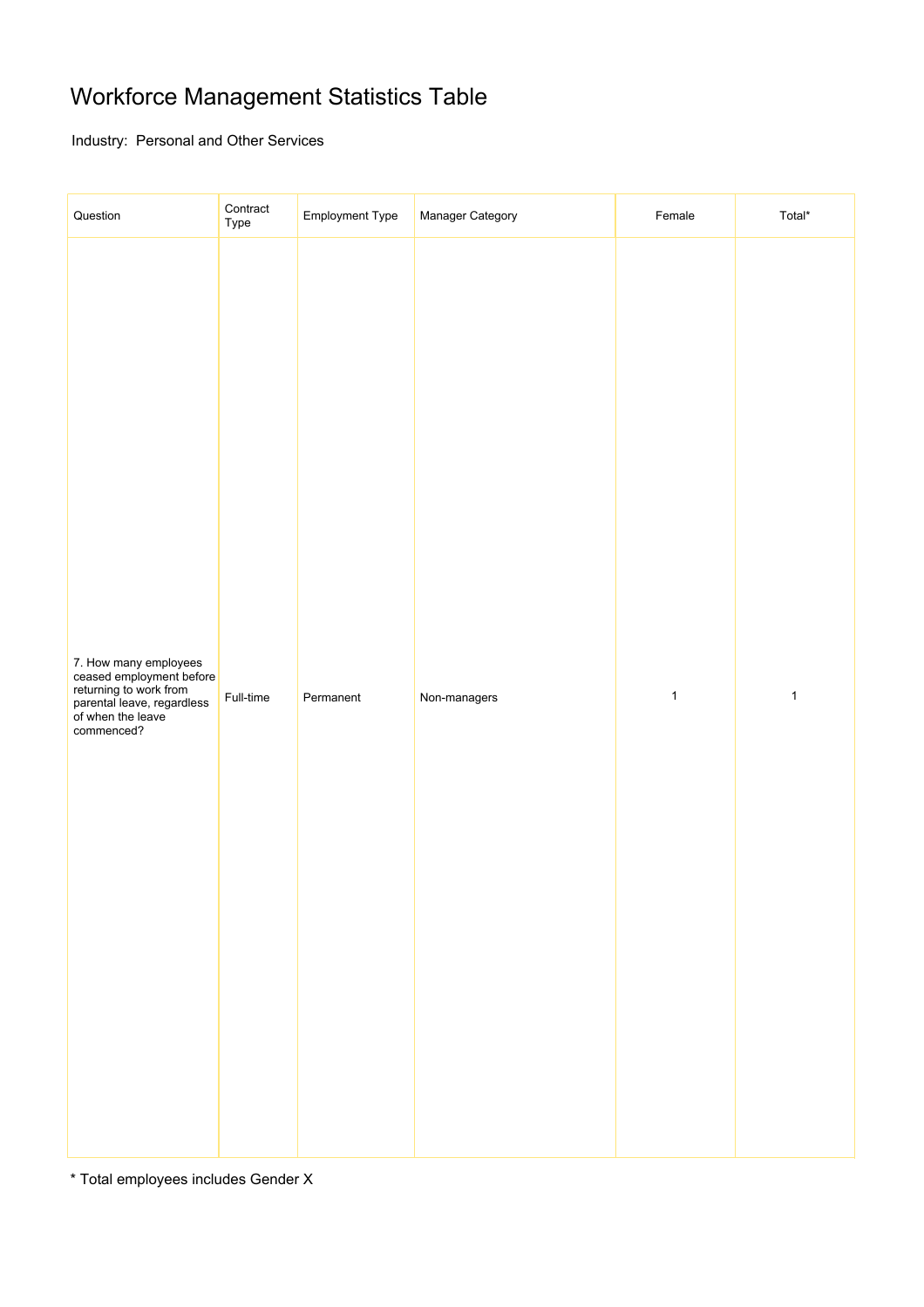# Workforce Management Statistics Table

Industry: Personal and Other Services

| Question | Contract Type | Employment Type | Manager Category | Female | Total* |
|---|---|---|---|---|---|
| 7. How many employees ceased employment before returning to work from parental leave, regardless of when the leave commenced? | Full-time | Permanent | Non-managers | 1 | 1 |

* Total employees includes Gender X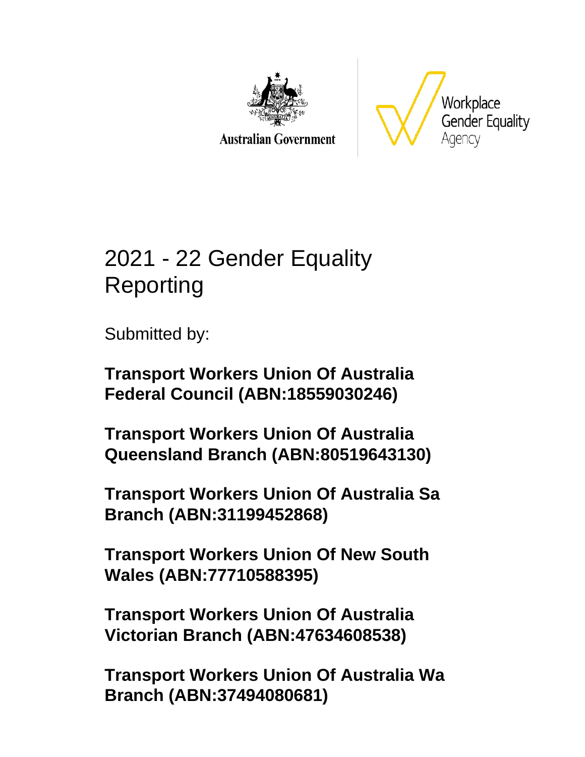Australian Government

Workplace Gender Equality Agency

# 2021 - 22 Gender Equality Reporting

Submitted by:

**Transport Workers Union Of Australia Federal Council (ABN:18559030246)**

**Transport Workers Union Of Australia Queensland Branch (ABN:80519643130)**

**Transport Workers Union Of Australia Sa Branch (ABN:31199452868)**

**Transport Workers Union Of New South Wales (ABN:77710588395)**

**Transport Workers Union Of Australia Victorian Branch (ABN:47634608538)**

**Transport Workers Union Of Australia Wa Branch (ABN:37494080681)**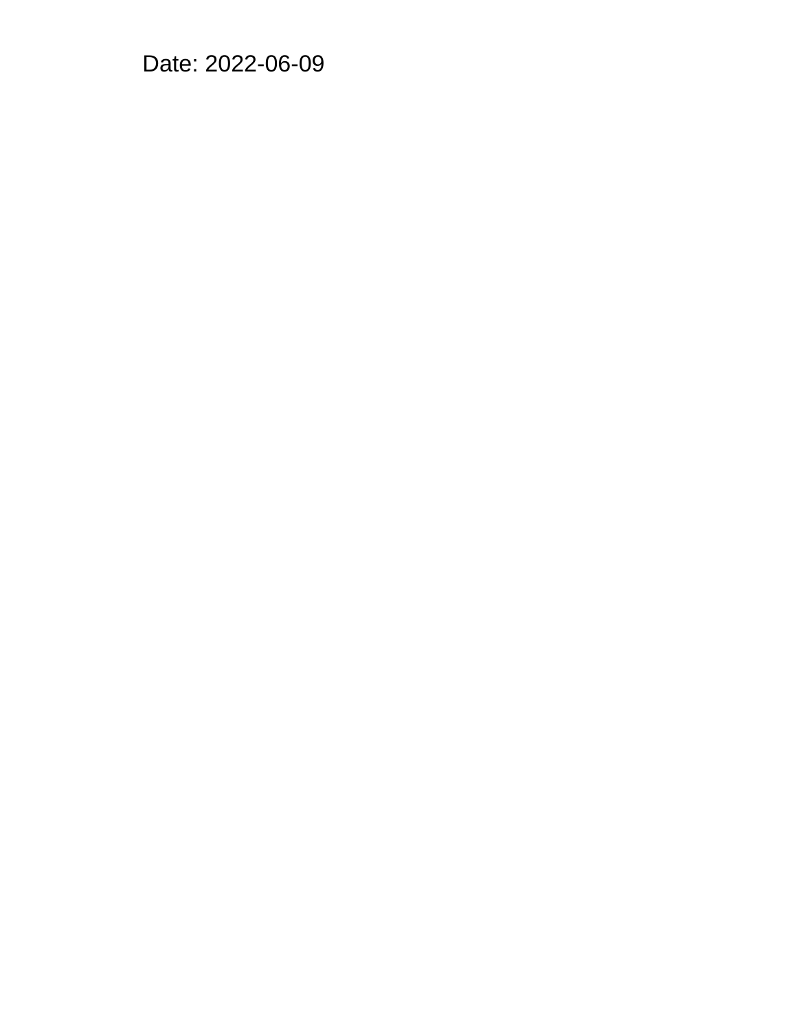Date: 2022-06-09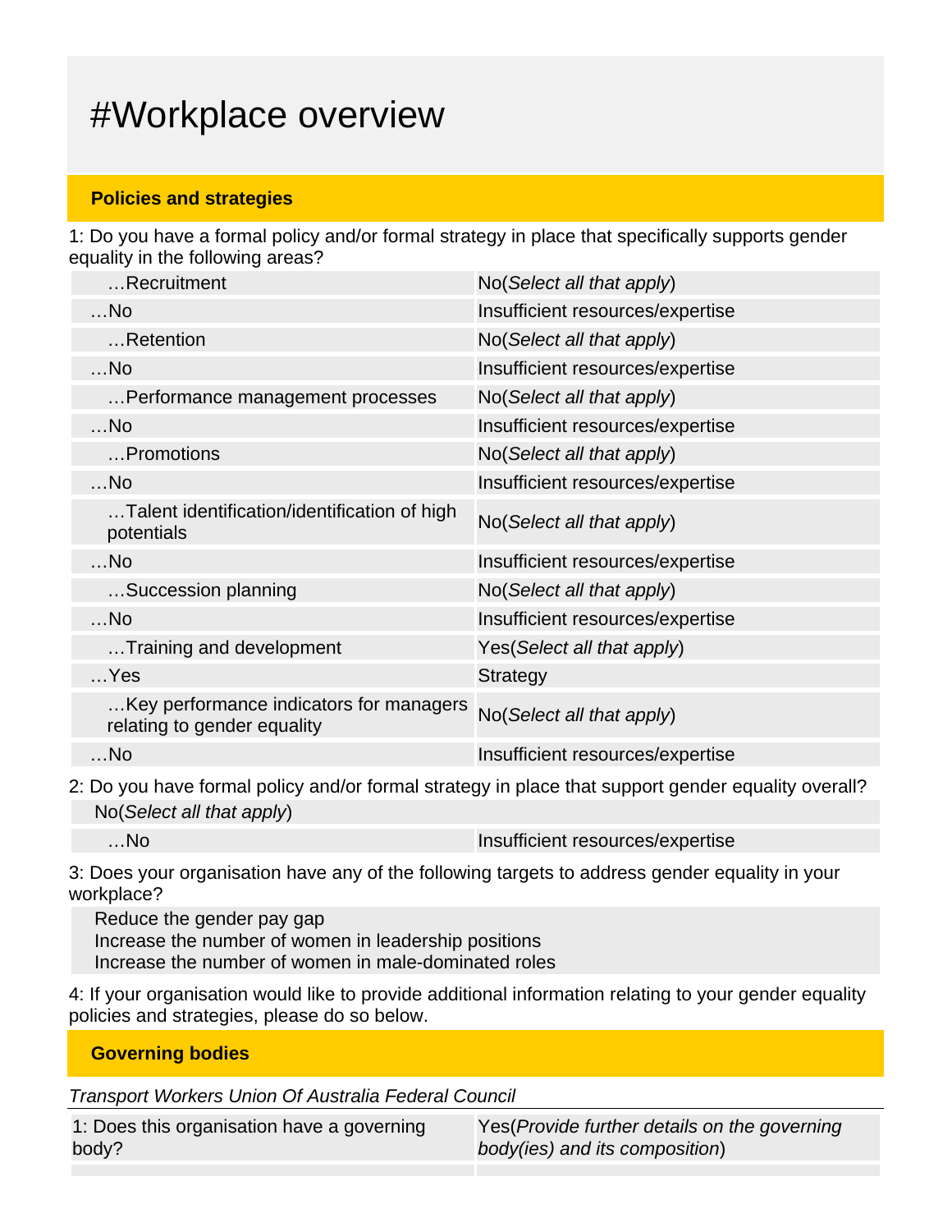# #Workplace overview

## Policies and strategies

1: Do you have a formal policy and/or formal strategy in place that specifically supports gender equality in the following areas?

| | |
|---|---|
| …Recruitment | No(*Select all that apply*) |
| …No | Insufficient resources/expertise |
| …Retention | No(*Select all that apply*) |
| …No | Insufficient resources/expertise |
| …Performance management processes | No(*Select all that apply*) |
| …No | Insufficient resources/expertise |
| …Promotions | No(*Select all that apply*) |
| …No | Insufficient resources/expertise |
| …Talent identification/identification of high potentials | No(*Select all that apply*) |
| …No | Insufficient resources/expertise |
| …Succession planning | No(*Select all that apply*) |
| …No | Insufficient resources/expertise |
| …Training and development | Yes(*Select all that apply*) |
| …Yes | Strategy |
| …Key performance indicators for managers relating to gender equality | No(*Select all that apply*) |
| …No | Insufficient resources/expertise |

2: Do you have formal policy and/or formal strategy in place that support gender equality overall?

No(*Select all that apply*)

| | |
|---|---|
| …No | Insufficient resources/expertise |

3: Does your organisation have any of the following targets to address gender equality in your workplace?

Reduce the gender pay gap
Increase the number of women in leadership positions
Increase the number of women in male-dominated roles

4: If your organisation would like to provide additional information relating to your gender equality policies and strategies, please do so below.

## Governing bodies

*Transport Workers Union Of Australia Federal Council*

| | |
|---|---|
| 1: Does this organisation have a governing body? | Yes(*Provide further details on the governing body(ies) and its composition*) |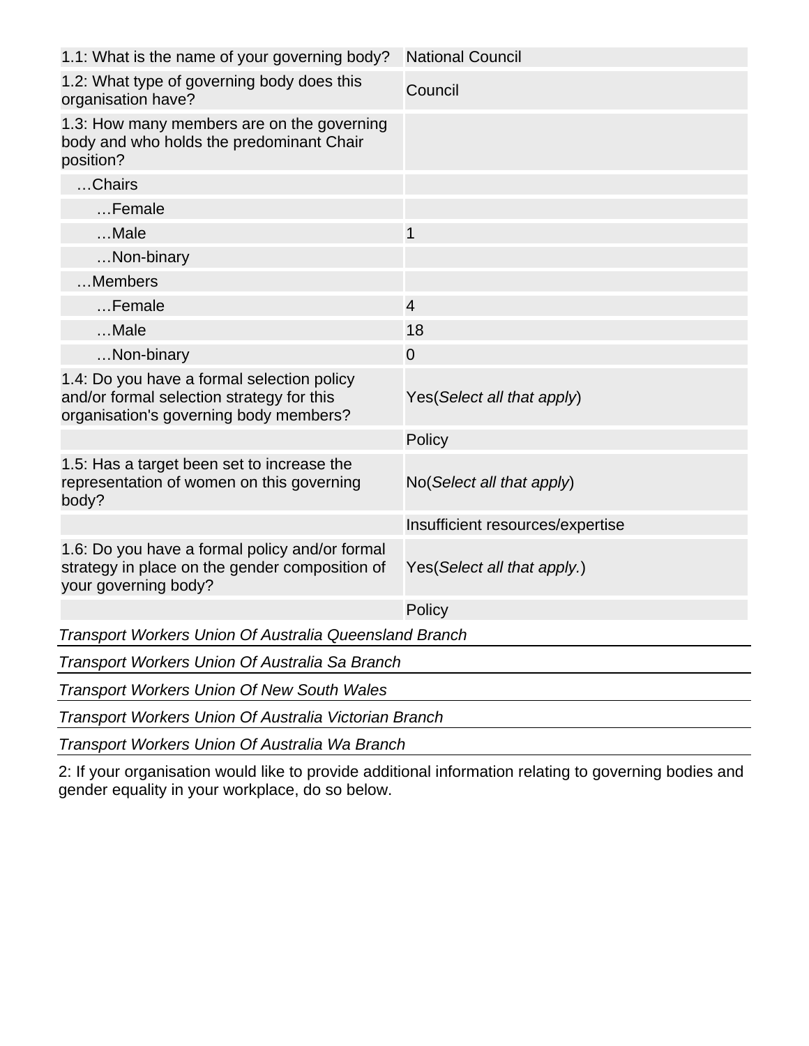| | |
|---|---|
| 1.1: What is the name of your governing body? | National Council |
| 1.2: What type of governing body does this organisation have? | Council |
| 1.3: How many members are on the governing body and who holds the predominant Chair position? | |
| …Chairs | |
| …Female | |
| …Male | 1 |
| …Non-binary | |
| …Members | |
| …Female | 4 |
| …Male | 18 |
| …Non-binary | 0 |
| 1.4: Do you have a formal selection policy and/or formal selection strategy for this organisation's governing body members? | Yes(*Select all that apply*) |
| | Policy |
| 1.5: Has a target been set to increase the representation of women on this governing body? | No(*Select all that apply*) |
| | Insufficient resources/expertise |
| 1.6: Do you have a formal policy and/or formal strategy in place on the gender composition of your governing body? | Yes(*Select all that apply.*) |
| | Policy |

*Transport Workers Union Of Australia Queensland Branch*

*Transport Workers Union Of Australia Sa Branch*

*Transport Workers Union Of New South Wales*

*Transport Workers Union Of Australia Victorian Branch*

*Transport Workers Union Of Australia Wa Branch*

2: If your organisation would like to provide additional information relating to governing bodies and gender equality in your workplace, do so below.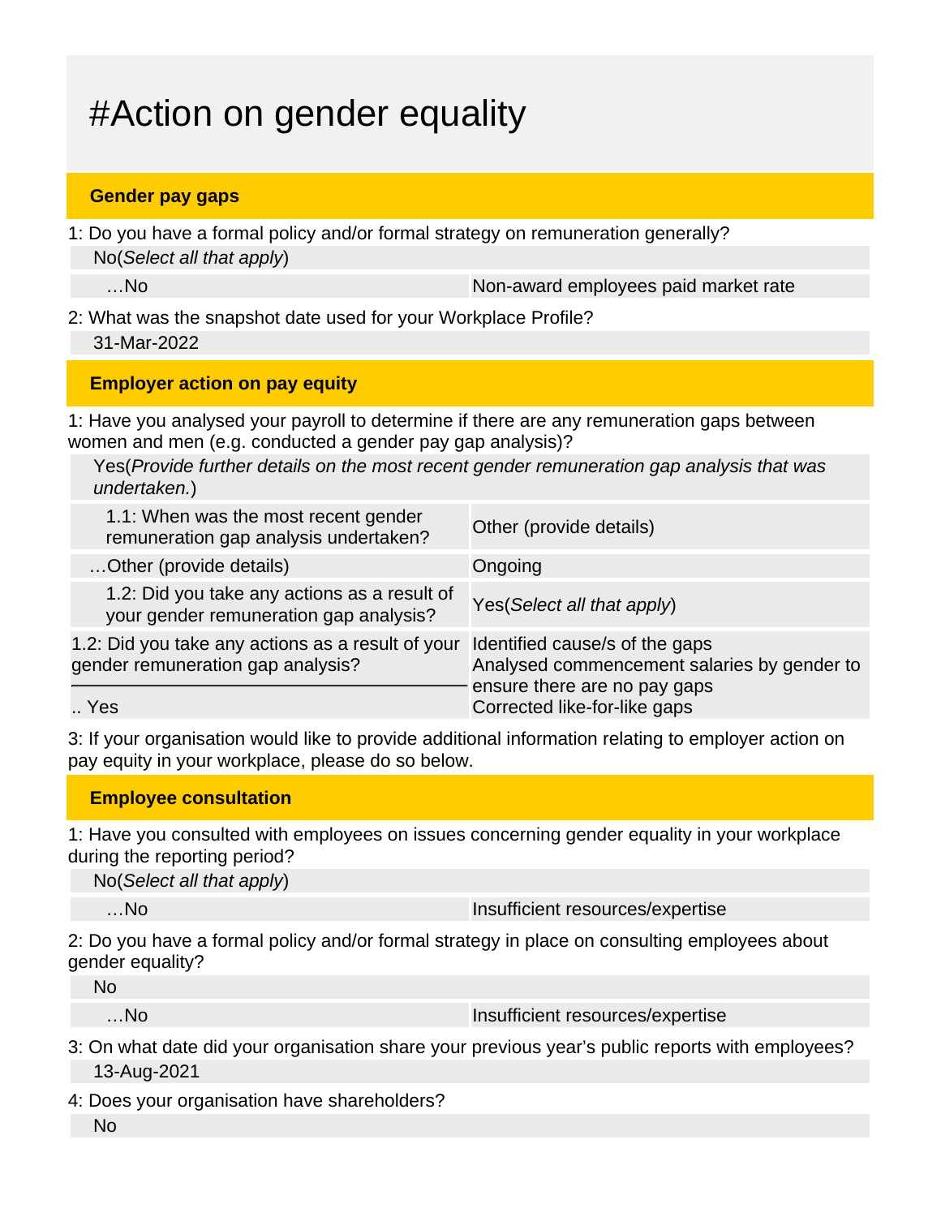# #Action on gender equality

## Gender pay gaps

1: Do you have a formal policy and/or formal strategy on remuneration generally?

No(*Select all that apply*)

| | |
|---|---|
| …No | Non-award employees paid market rate |

2: What was the snapshot date used for your Workplace Profile?

31-Mar-2022

## Employer action on pay equity

1: Have you analysed your payroll to determine if there are any remuneration gaps between women and men (e.g. conducted a gender pay gap analysis)?

Yes(*Provide further details on the most recent gender remuneration gap analysis that was undertaken.*)

| | |
|---|---|
| 1.1: When was the most recent gender remuneration gap analysis undertaken? | Other (provide details) |
| …Other (provide details) | Ongoing |
| 1.2: Did you take any actions as a result of your gender remuneration gap analysis? | Yes(*Select all that apply*) |
| 1.2: Did you take any actions as a result of your gender remuneration gap analysis?<br>.. Yes | Identified cause/s of the gaps<br>Analysed commencement salaries by gender to ensure there are no pay gaps<br>Corrected like-for-like gaps |

3: If your organisation would like to provide additional information relating to employer action on pay equity in your workplace, please do so below.

## Employee consultation

1: Have you consulted with employees on issues concerning gender equality in your workplace during the reporting period?

No(*Select all that apply*)

| | |
|---|---|
| …No | Insufficient resources/expertise |

2: Do you have a formal policy and/or formal strategy in place on consulting employees about gender equality?

No

| | |
|---|---|
| …No | Insufficient resources/expertise |

3: On what date did your organisation share your previous year's public reports with employees?

13-Aug-2021

4: Does your organisation have shareholders?

No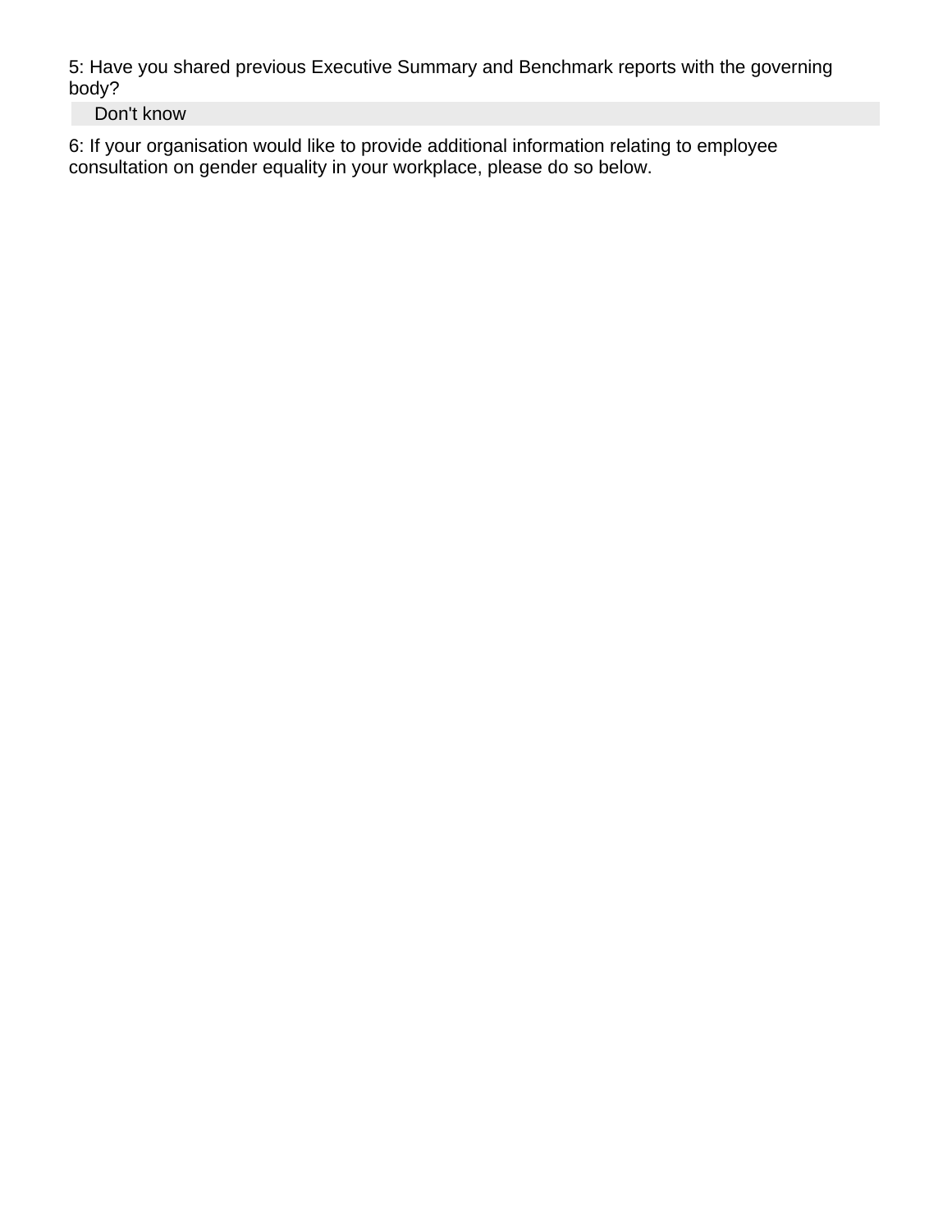5: Have you shared previous Executive Summary and Benchmark reports with the governing body?

Don't know

6: If your organisation would like to provide additional information relating to employee consultation on gender equality in your workplace, please do so below.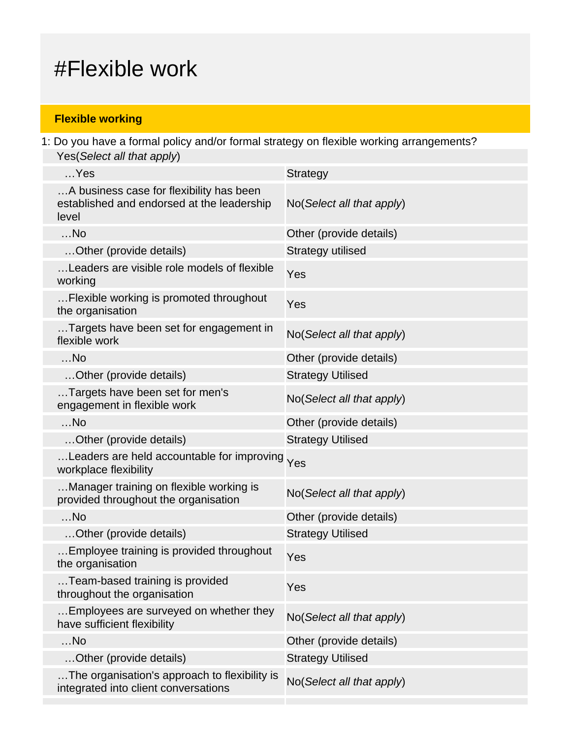# #Flexible work

**Flexible working**

1: Do you have a formal policy and/or formal strategy on flexible working arrangements?

Yes(*Select all that apply*)

| | |
|---|---|
| …Yes | Strategy |
| …A business case for flexibility has been established and endorsed at the leadership level | No(*Select all that apply*) |
| …No | Other (provide details) |
| …Other (provide details) | Strategy utilised |
| …Leaders are visible role models of flexible working | Yes |
| …Flexible working is promoted throughout the organisation | Yes |
| …Targets have been set for engagement in flexible work | No(*Select all that apply*) |
| …No | Other (provide details) |
| …Other (provide details) | Strategy Utilised |
| …Targets have been set for men's engagement in flexible work | No(*Select all that apply*) |
| …No | Other (provide details) |
| …Other (provide details) | Strategy Utilised |
| …Leaders are held accountable for improving workplace flexibility | Yes |
| …Manager training on flexible working is provided throughout the organisation | No(*Select all that apply*) |
| …No | Other (provide details) |
| …Other (provide details) | Strategy Utilised |
| …Employee training is provided throughout the organisation | Yes |
| …Team-based training is provided throughout the organisation | Yes |
| …Employees are surveyed on whether they have sufficient flexibility | No(*Select all that apply*) |
| …No | Other (provide details) |
| …Other (provide details) | Strategy Utilised |
| …The organisation's approach to flexibility is integrated into client conversations | No(*Select all that apply*) |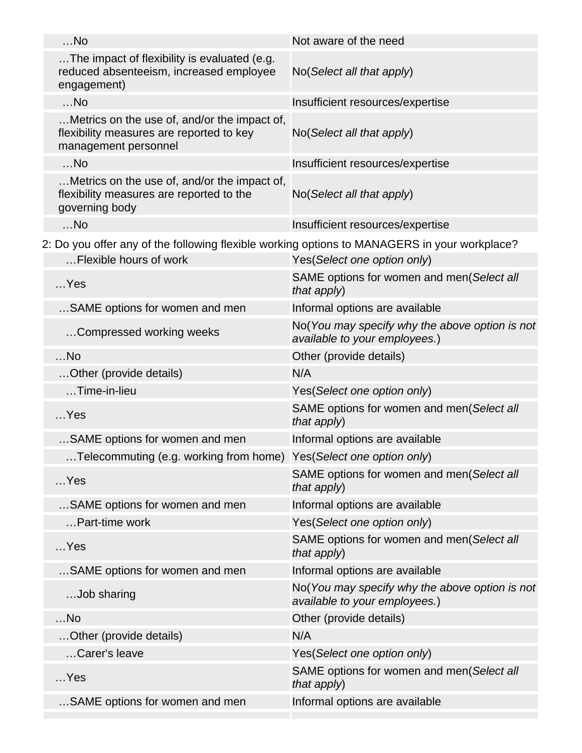| | |
|---|---|
| …No | Not aware of the need |
| …The impact of flexibility is evaluated (e.g. reduced absenteeism, increased employee engagement) | No(*Select all that apply*) |
| …No | Insufficient resources/expertise |
| …Metrics on the use of, and/or the impact of, flexibility measures are reported to key management personnel | No(*Select all that apply*) |
| …No | Insufficient resources/expertise |
| …Metrics on the use of, and/or the impact of, flexibility measures are reported to the governing body | No(*Select all that apply*) |
| …No | Insufficient resources/expertise |

2: Do you offer any of the following flexible working options to MANAGERS in your workplace?

| | |
|---|---|
| …Flexible hours of work | Yes(*Select one option only*) |
| …Yes | SAME options for women and men(*Select all that apply*) |
| …SAME options for women and men | Informal options are available |
| …Compressed working weeks | No(*You may specify why the above option is not available to your employees.*) |
| …No | Other (provide details) |
| …Other (provide details) | N/A |
| …Time-in-lieu | Yes(*Select one option only*) |
| …Yes | SAME options for women and men(*Select all that apply*) |
| …SAME options for women and men | Informal options are available |
| …Telecommuting (e.g. working from home) | Yes(*Select one option only*) |
| …Yes | SAME options for women and men(*Select all that apply*) |
| …SAME options for women and men | Informal options are available |
| …Part-time work | Yes(*Select one option only*) |
| …Yes | SAME options for women and men(*Select all that apply*) |
| …SAME options for women and men | Informal options are available |
| …Job sharing | No(*You may specify why the above option is not available to your employees.*) |
| …No | Other (provide details) |
| …Other (provide details) | N/A |
| …Carer's leave | Yes(*Select one option only*) |
| …Yes | SAME options for women and men(*Select all that apply*) |
| …SAME options for women and men | Informal options are available |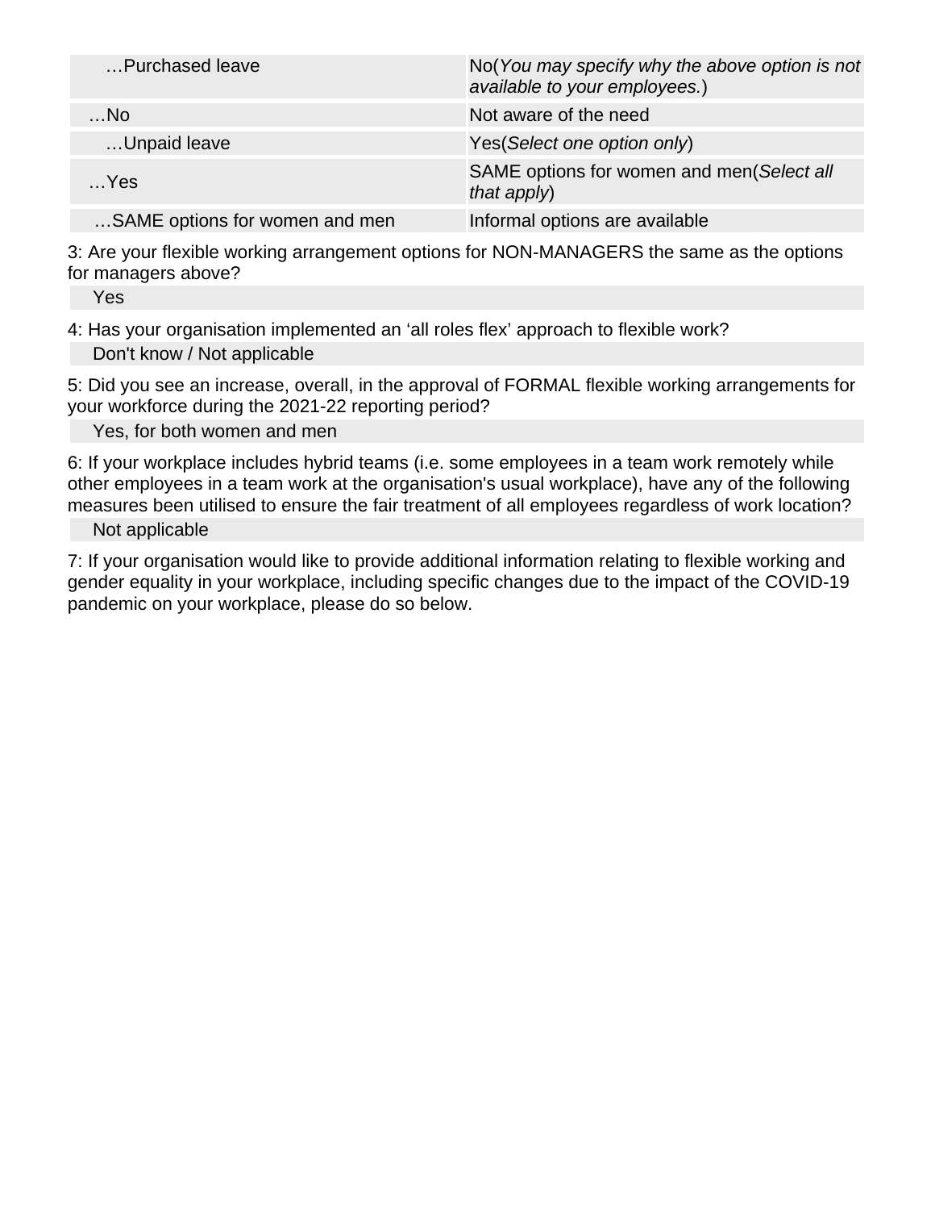| | |
|---|---|
| …Purchased leave | No(*You may specify why the above option is not available to your employees.*) |
| …No | Not aware of the need |
| …Unpaid leave | Yes(*Select one option only*) |
| …Yes | SAME options for women and men(*Select all that apply*) |
| …SAME options for women and men | Informal options are available |

3: Are your flexible working arrangement options for NON-MANAGERS the same as the options for managers above?

Yes

4: Has your organisation implemented an 'all roles flex' approach to flexible work?

Don't know / Not applicable

5: Did you see an increase, overall, in the approval of FORMAL flexible working arrangements for your workforce during the 2021-22 reporting period?

Yes, for both women and men

6: If your workplace includes hybrid teams (i.e. some employees in a team work remotely while other employees in a team work at the organisation's usual workplace), have any of the following measures been utilised to ensure the fair treatment of all employees regardless of work location?

Not applicable

7: If your organisation would like to provide additional information relating to flexible working and gender equality in your workplace, including specific changes due to the impact of the COVID-19 pandemic on your workplace, please do so below.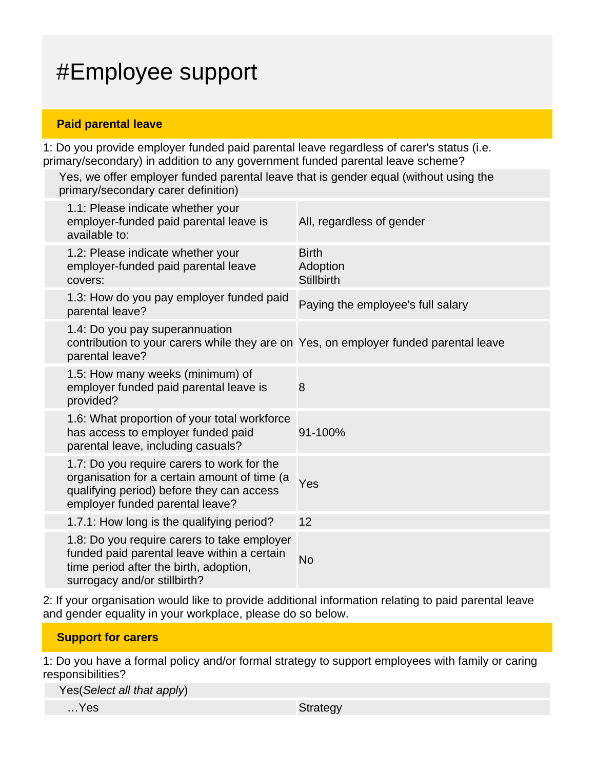# #Employee support

## Paid parental leave

1: Do you provide employer funded paid parental leave regardless of carer's status (i.e. primary/secondary) in addition to any government funded parental leave scheme?

Yes, we offer employer funded parental leave that is gender equal (without using the primary/secondary carer definition)

| | |
|---|---|
| 1.1: Please indicate whether your employer-funded paid parental leave is available to: | All, regardless of gender |
| 1.2: Please indicate whether your employer-funded paid parental leave covers: | Birth<br>Adoption<br>Stillbirth |
| 1.3: How do you pay employer funded paid parental leave? | Paying the employee's full salary |
| 1.4: Do you pay superannuation contribution to your carers while they are on parental leave? | Yes, on employer funded parental leave |
| 1.5: How many weeks (minimum) of employer funded paid parental leave is provided? | 8 |
| 1.6: What proportion of your total workforce has access to employer funded paid parental leave, including casuals? | 91-100% |
| 1.7: Do you require carers to work for the organisation for a certain amount of time (a qualifying period) before they can access employer funded parental leave? | Yes |
| 1.7.1: How long is the qualifying period? | 12 |
| 1.8: Do you require carers to take employer funded paid parental leave within a certain time period after the birth, adoption, surrogacy and/or stillbirth? | No |

2: If your organisation would like to provide additional information relating to paid parental leave and gender equality in your workplace, please do so below.

## Support for carers

1: Do you have a formal policy and/or formal strategy to support employees with family or caring responsibilities?

Yes(*Select all that apply*)

| | |
|---|---|
| …Yes | Strategy |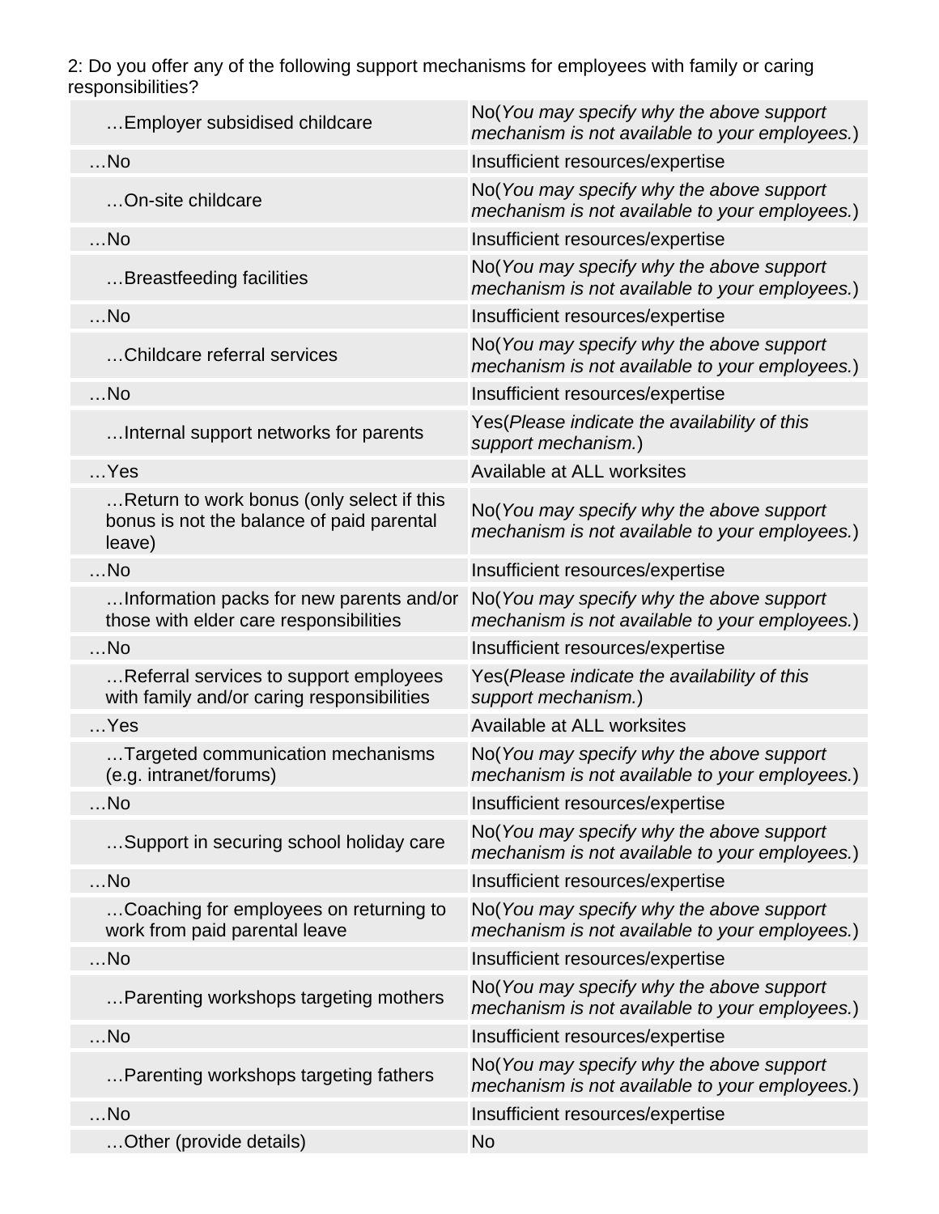2: Do you offer any of the following support mechanisms for employees with family or caring responsibilities?

| | |
|---|---|
| …Employer subsidised childcare | No(*You may specify why the above support mechanism is not available to your employees.*) |
| …No | Insufficient resources/expertise |
| …On-site childcare | No(*You may specify why the above support mechanism is not available to your employees.*) |
| …No | Insufficient resources/expertise |
| …Breastfeeding facilities | No(*You may specify why the above support mechanism is not available to your employees.*) |
| …No | Insufficient resources/expertise |
| …Childcare referral services | No(*You may specify why the above support mechanism is not available to your employees.*) |
| …No | Insufficient resources/expertise |
| …Internal support networks for parents | Yes(*Please indicate the availability of this support mechanism.*) |
| …Yes | Available at ALL worksites |
| …Return to work bonus (only select if this bonus is not the balance of paid parental leave) | No(*You may specify why the above support mechanism is not available to your employees.*) |
| …No | Insufficient resources/expertise |
| …Information packs for new parents and/or those with elder care responsibilities | No(*You may specify why the above support mechanism is not available to your employees.*) |
| …No | Insufficient resources/expertise |
| …Referral services to support employees with family and/or caring responsibilities | Yes(*Please indicate the availability of this support mechanism.*) |
| …Yes | Available at ALL worksites |
| …Targeted communication mechanisms (e.g. intranet/forums) | No(*You may specify why the above support mechanism is not available to your employees.*) |
| …No | Insufficient resources/expertise |
| …Support in securing school holiday care | No(*You may specify why the above support mechanism is not available to your employees.*) |
| …No | Insufficient resources/expertise |
| …Coaching for employees on returning to work from paid parental leave | No(*You may specify why the above support mechanism is not available to your employees.*) |
| …No | Insufficient resources/expertise |
| …Parenting workshops targeting mothers | No(*You may specify why the above support mechanism is not available to your employees.*) |
| …No | Insufficient resources/expertise |
| …Parenting workshops targeting fathers | No(*You may specify why the above support mechanism is not available to your employees.*) |
| …No | Insufficient resources/expertise |
| …Other (provide details) | No |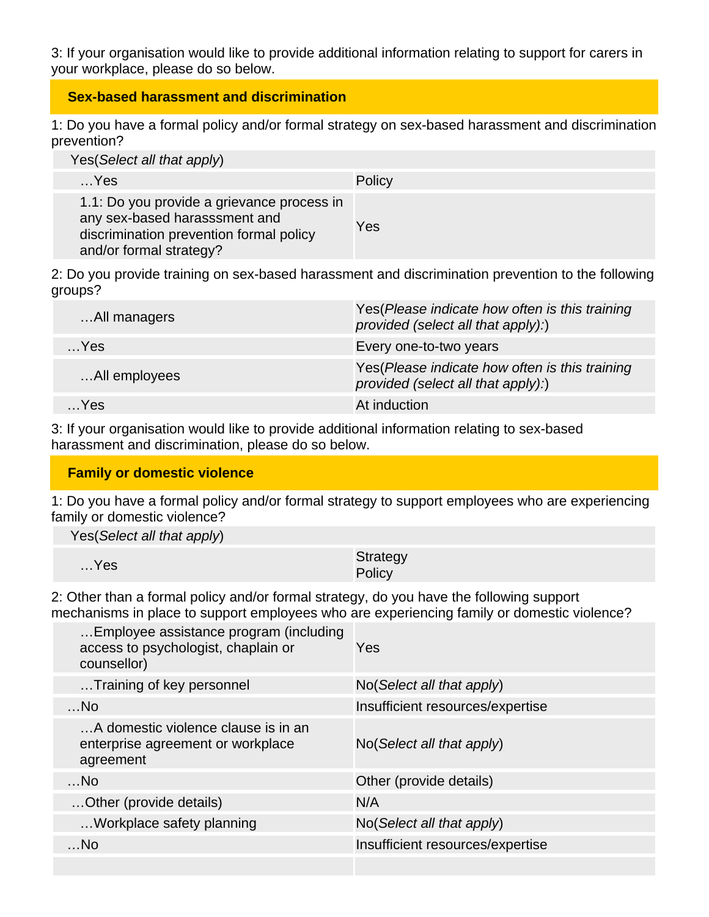3: If your organisation would like to provide additional information relating to support for carers in your workplace, please do so below.

## Sex-based harassment and discrimination

1: Do you have a formal policy and/or formal strategy on sex-based harassment and discrimination prevention?

| Yes(*Select all that apply*) | |
|---|---|
| …Yes | Policy |
| 1.1: Do you provide a grievance process in any sex-based harasssment and discrimination prevention formal policy and/or formal strategy? | Yes |

2: Do you provide training on sex-based harassment and discrimination prevention to the following groups?

| | |
|---|---|
| …All managers | Yes(*Please indicate how often is this training provided (select all that apply):*) |
| …Yes | Every one-to-two years |
| …All employees | Yes(*Please indicate how often is this training provided (select all that apply):*) |
| …Yes | At induction |

3: If your organisation would like to provide additional information relating to sex-based harassment and discrimination, please do so below.

## Family or domestic violence

1: Do you have a formal policy and/or formal strategy to support employees who are experiencing family or domestic violence?

| Yes(*Select all that apply*) | |
|---|---|
| …Yes | Strategy<br>Policy |

2: Other than a formal policy and/or formal strategy, do you have the following support mechanisms in place to support employees who are experiencing family or domestic violence?

| | |
|---|---|
| …Employee assistance program (including access to psychologist, chaplain or counsellor) | Yes |
| …Training of key personnel | No(*Select all that apply*) |
| …No | Insufficient resources/expertise |
| …A domestic violence clause is in an enterprise agreement or workplace agreement | No(*Select all that apply*) |
| …No | Other (provide details) |
| …Other (provide details) | N/A |
| …Workplace safety planning | No(*Select all that apply*) |
| …No | Insufficient resources/expertise |
| | |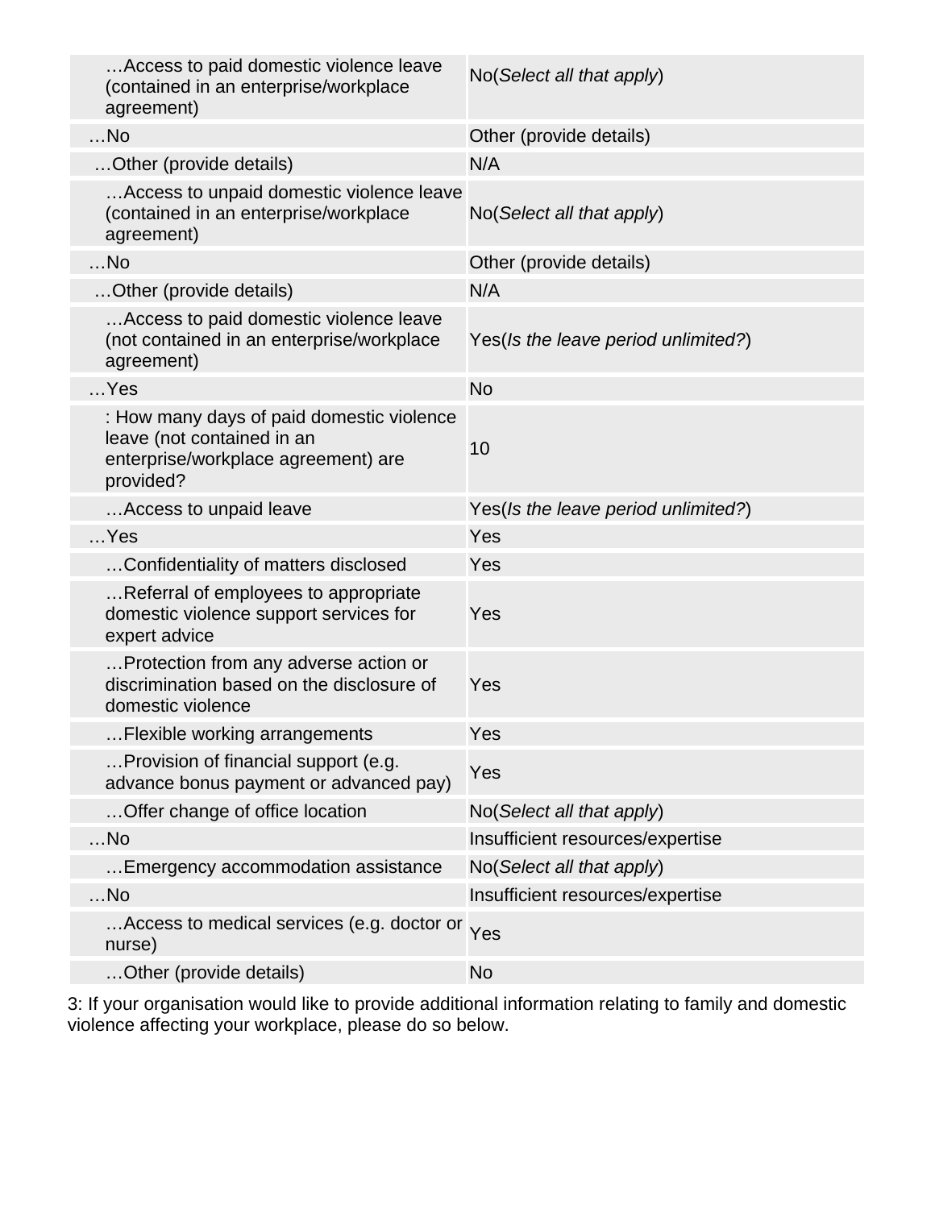| | |
|---|---|
| …Access to paid domestic violence leave (contained in an enterprise/workplace agreement) | No(*Select all that apply*) |
| …No | Other (provide details) |
| …Other (provide details) | N/A |
| …Access to unpaid domestic violence leave (contained in an enterprise/workplace agreement) | No(*Select all that apply*) |
| …No | Other (provide details) |
| …Other (provide details) | N/A |
| …Access to paid domestic violence leave (not contained in an enterprise/workplace agreement) | Yes(*Is the leave period unlimited?*) |
| …Yes | No |
| : How many days of paid domestic violence leave (not contained in an enterprise/workplace agreement) are provided? | 10 |
| …Access to unpaid leave | Yes(*Is the leave period unlimited?*) |
| …Yes | Yes |
| …Confidentiality of matters disclosed | Yes |
| …Referral of employees to appropriate domestic violence support services for expert advice | Yes |
| …Protection from any adverse action or discrimination based on the disclosure of domestic violence | Yes |
| …Flexible working arrangements | Yes |
| …Provision of financial support (e.g. advance bonus payment or advanced pay) | Yes |
| …Offer change of office location | No(*Select all that apply*) |
| …No | Insufficient resources/expertise |
| …Emergency accommodation assistance | No(*Select all that apply*) |
| …No | Insufficient resources/expertise |
| …Access to medical services (e.g. doctor or nurse) | Yes |
| …Other (provide details) | No |

3: If your organisation would like to provide additional information relating to family and domestic violence affecting your workplace, please do so below.